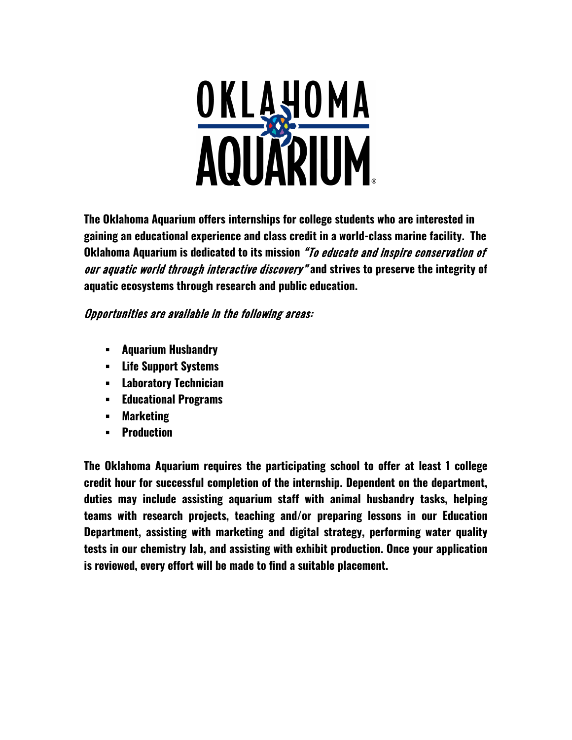# OKLAHOMA AQUARIUM

**The Oklahoma Aquarium offers internships for college students who are interested in gaining an educational experience and class credit in a world-class marine facility. The Oklahoma Aquarium is dedicated to its mission** ***"To educate and inspire conservation of our aquatic world through interactive discovery"*** **and strives to preserve the integrity of aquatic ecosystems through research and public education.**

*Opportunities are available in the following areas:*

- **Aquarium Husbandry**
- **Life Support Systems**
- **Laboratory Technician**
- **Educational Programs**
- **Marketing**
- **Production**

**The Oklahoma Aquarium requires the participating school to offer at least 1 college credit hour for successful completion of the internship. Dependent on the department, duties may include assisting aquarium staff with animal husbandry tasks, helping teams with research projects, teaching and/or preparing lessons in our Education Department, assisting with marketing and digital strategy, performing water quality tests in our chemistry lab, and assisting with exhibit production. Once your application is reviewed, every effort will be made to find a suitable placement.**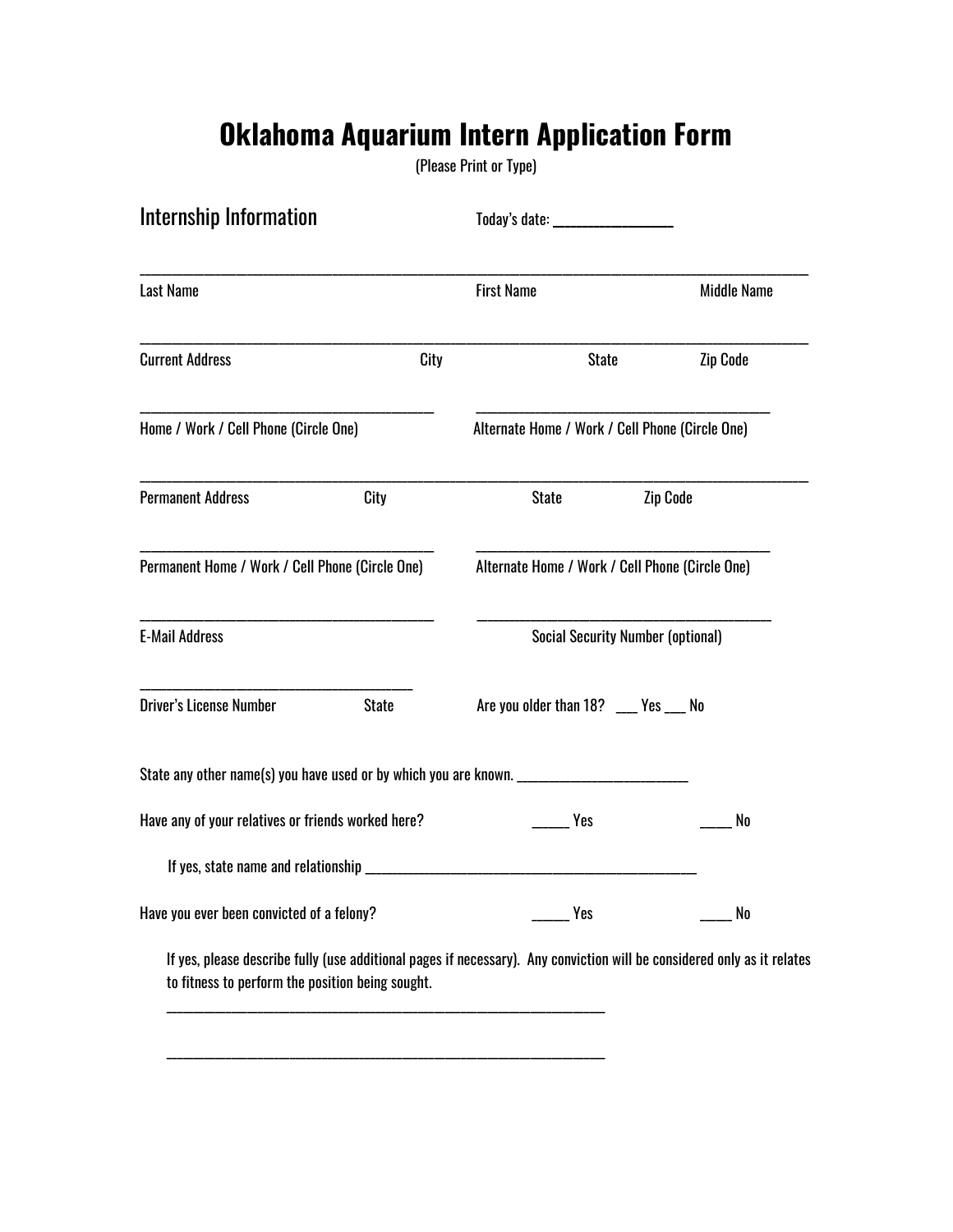# Oklahoma Aquarium Intern Application Form

(Please Print or Type)

## Internship Information

Today's date: _______________

__________________________________________________________________________________________

Last Name | First Name | Middle Name

__________________________________________________________________________________________

Current Address | City | State | Zip Code

________________________________________ ________________________________________

Home / Work / Cell Phone (Circle One) | Alternate Home / Work / Cell Phone (Circle One)

__________________________________________________________________________________________

Permanent Address | City | State | Zip Code

________________________________________ ________________________________________

Permanent Home / Work / Cell Phone (Circle One) | Alternate Home / Work / Cell Phone (Circle One)

________________________________________ ________________________________________

E-Mail Address | Social Security Number (optional)

_____________________________________

Driver's License Number | State

Are you older than 18? ___ Yes ___ No

State any other name(s) you have used or by which you are known. _________________________

Have any of your relatives or friends worked here? _____ Yes ____ No

If yes, state name and relationship _____________________________________________

Have you ever been convicted of a felony? _____ Yes ____ No

If yes, please describe fully (use additional pages if necessary). Any conviction will be considered only as it relates to fitness to perform the position being sought.

_____________________________________________________________

_____________________________________________________________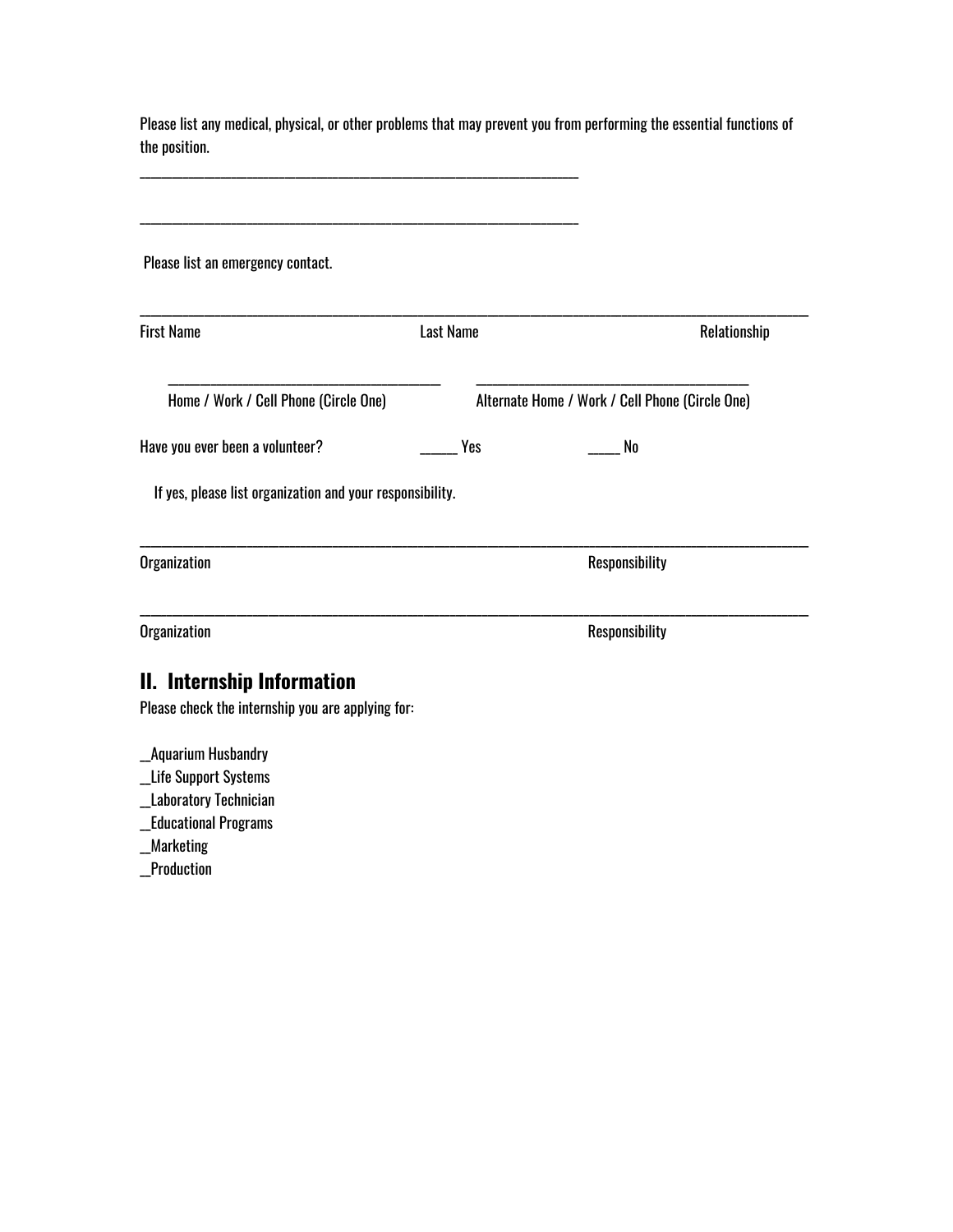Please list any medical, physical, or other problems that may prevent you from performing the essential functions of the position.

___________________________________________________________

___________________________________________________________

Please list an emergency contact.

__________________________________________________________________________________________

First Name                                        Last Name                                        Relationship

_____________________________________        _____________________________________

Home / Work / Cell Phone (Circle One)        Alternate Home / Work / Cell Phone (Circle One)

Have you ever been a volunteer?        _____ Yes        _____ No

If yes, please list organization and your responsibility.

__________________________________________________________________________________________

Organization                                        Responsibility

__________________________________________________________________________________________

Organization                                        Responsibility

## II. Internship Information

Please check the internship you are applying for:

__Aquarium Husbandry
__Life Support Systems
__Laboratory Technician
__Educational Programs
__Marketing
__Production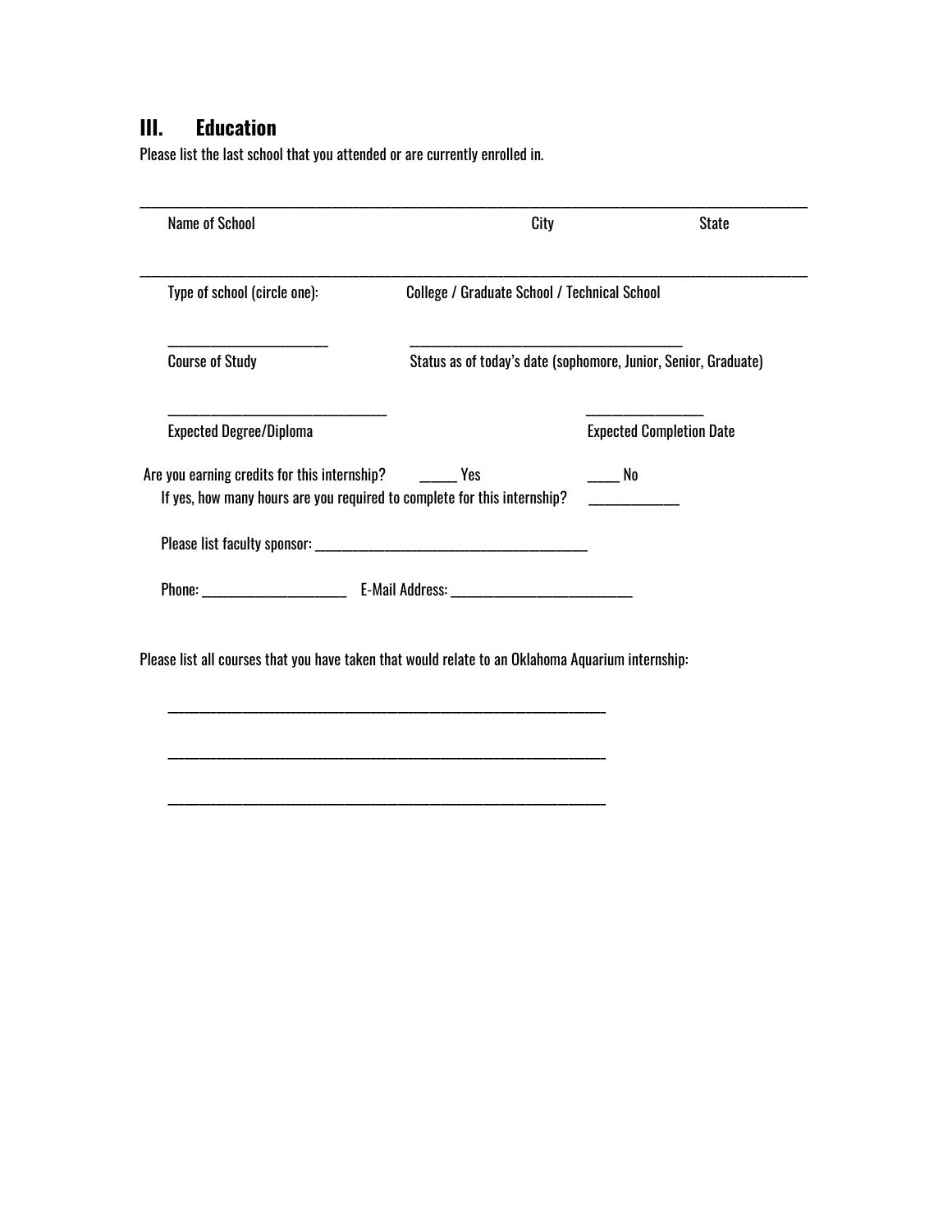## III. Education

Please list the last school that you attended or are currently enrolled in.

______________________________________________________________________________________

Name of School City State

______________________________________________________________________________________

Type of school (circle one): College / Graduate School / Technical School

______________________ ______________________________________

Course of Study Status as of today's date (sophomore, Junior, Senior, Graduate)

______________________________ ________________

Expected Degree/Diploma Expected Completion Date

Are you earning credits for this internship? _____ Yes _____ No

If yes, how many hours are you required to complete for this internship? ____________

Please list faculty sponsor: ______________________________________

Phone: ____________________ E-Mail Address: __________________________

Please list all courses that you have taken that would relate to an Oklahoma Aquarium internship:

____________________________________________________________

____________________________________________________________

____________________________________________________________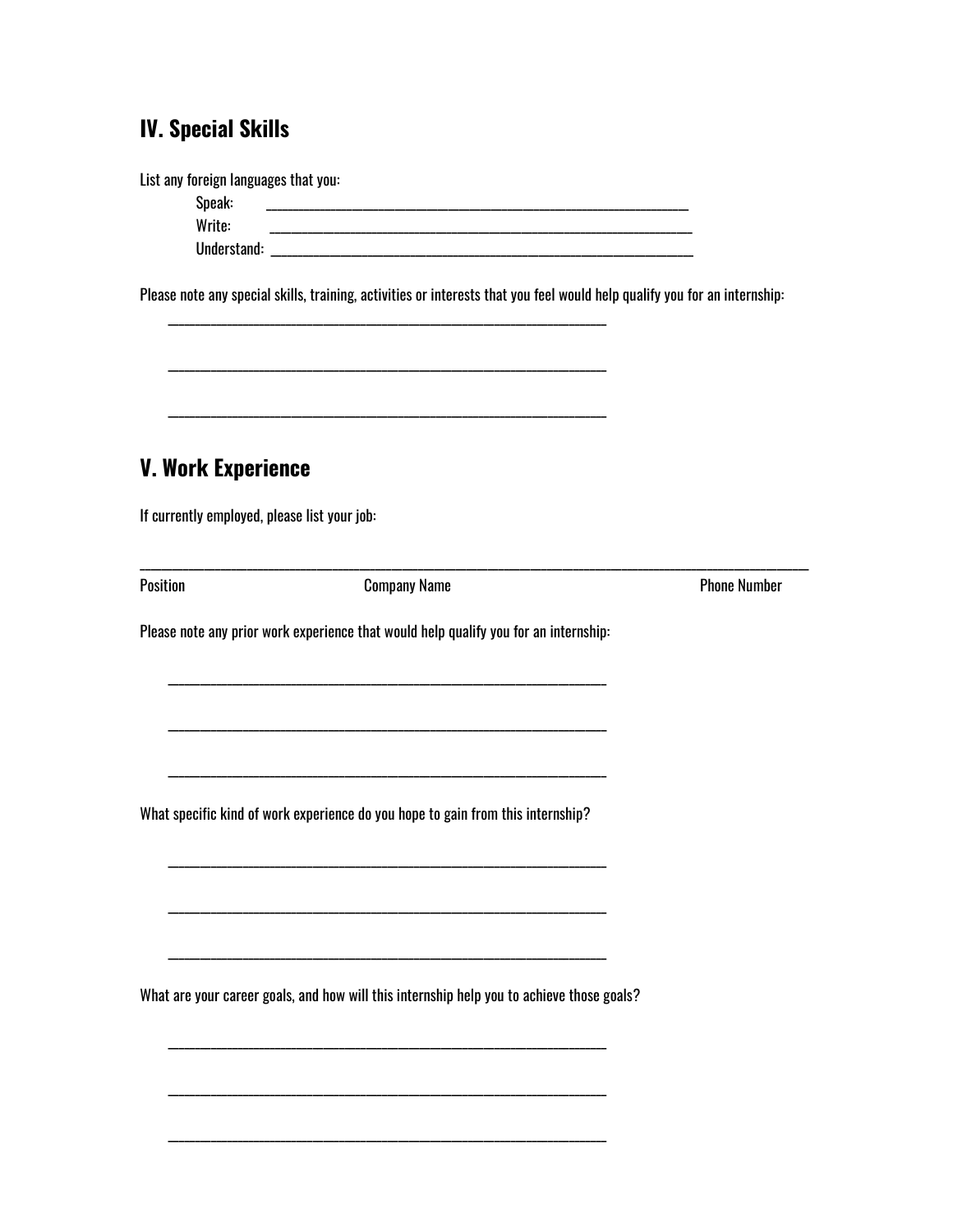## IV. Special Skills

List any foreign languages that you:

Speak: ________________________________________________________________

Write: ________________________________________________________________

Understand: ____________________________________________________________

Please note any special skills, training, activities or interests that you feel would help qualify you for an internship:

_________________________________________________________________

_________________________________________________________________

_________________________________________________________________

## V. Work Experience

If currently employed, please list your job:

_____________________________________________________________________________________________________

Position Company Name Phone Number

Please note any prior work experience that would help qualify you for an internship:

_________________________________________________________________

_________________________________________________________________

_________________________________________________________________

What specific kind of work experience do you hope to gain from this internship?

_________________________________________________________________

_________________________________________________________________

_________________________________________________________________

What are your career goals, and how will this internship help you to achieve those goals?

_________________________________________________________________

_________________________________________________________________

_________________________________________________________________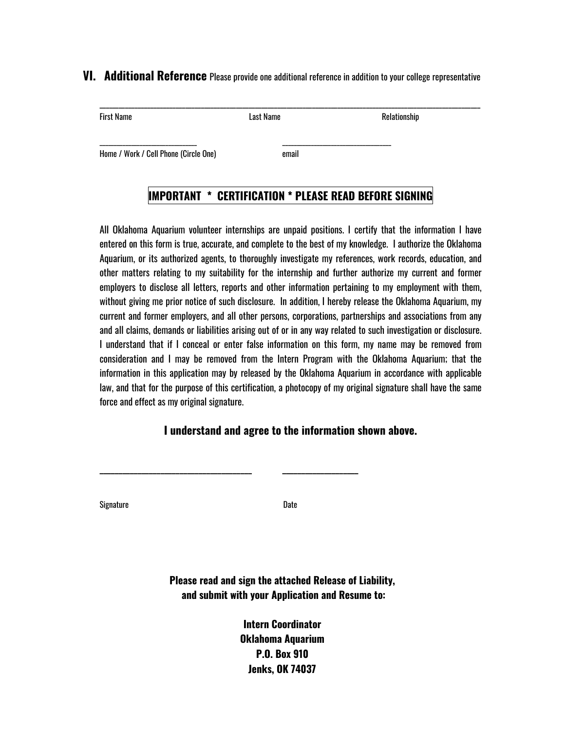## VI. Additional Reference

Please provide one additional reference in addition to your college representative

______________________________________________________________________________

First Name                    Last Name                    Relationship

_______________________                    _______________________

Home / Work / Cell Phone (Circle One)                    email

**IMPORTANT * CERTIFICATION * PLEASE READ BEFORE SIGNING**

All Oklahoma Aquarium volunteer internships are unpaid positions. I certify that the information I have entered on this form is true, accurate, and complete to the best of my knowledge. I authorize the Oklahoma Aquarium, or its authorized agents, to thoroughly investigate my references, work records, education, and other matters relating to my suitability for the internship and further authorize my current and former employers to disclose all letters, reports and other information pertaining to my employment with them, without giving me prior notice of such disclosure. In addition, I hereby release the Oklahoma Aquarium, my current and former employers, and all other persons, corporations, partnerships and associations from any and all claims, demands or liabilities arising out of or in any way related to such investigation or disclosure. I understand that if I conceal or enter false information on this form, my name may be removed from consideration and I may be removed from the Intern Program with the Oklahoma Aquarium; that the information in this application may by released by the Oklahoma Aquarium in accordance with applicable law, and that for the purpose of this certification, a photocopy of my original signature shall have the same force and effect as my original signature.

**I understand and agree to the information shown above.**

_______________________________                    _______________

Signature                    Date

**Please read and sign the attached Release of Liability, and submit with your Application and Resume to:**

**Intern Coordinator**
**Oklahoma Aquarium**
**P.O. Box 910**
**Jenks, OK 74037**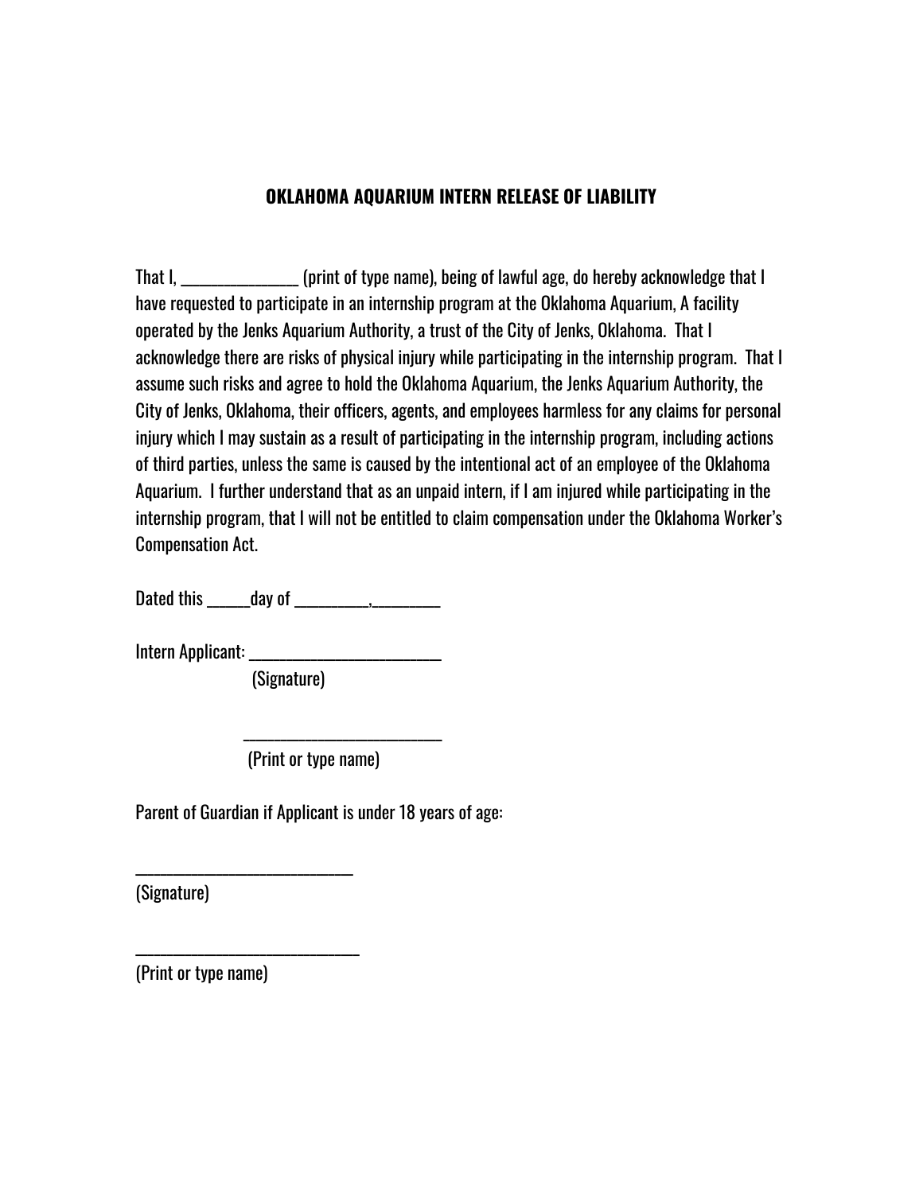# OKLAHOMA AQUARIUM INTERN RELEASE OF LIABILITY

That I, _______________ (print of type name), being of lawful age, do hereby acknowledge that I have requested to participate in an internship program at the Oklahoma Aquarium, A facility operated by the Jenks Aquarium Authority, a trust of the City of Jenks, Oklahoma. That I acknowledge there are risks of physical injury while participating in the internship program. That I assume such risks and agree to hold the Oklahoma Aquarium, the Jenks Aquarium Authority, the City of Jenks, Oklahoma, their officers, agents, and employees harmless for any claims for personal injury which I may sustain as a result of participating in the internship program, including actions of third parties, unless the same is caused by the intentional act of an employee of the Oklahoma Aquarium. I further understand that as an unpaid intern, if I am injured while participating in the internship program, that I will not be entitled to claim compensation under the Oklahoma Worker's Compensation Act.

Dated this _____day of _________,________

Intern Applicant: ________________________
(Signature)

________________________
(Print or type name)

Parent of Guardian if Applicant is under 18 years of age:

___________________________
(Signature)

___________________________
(Print or type name)